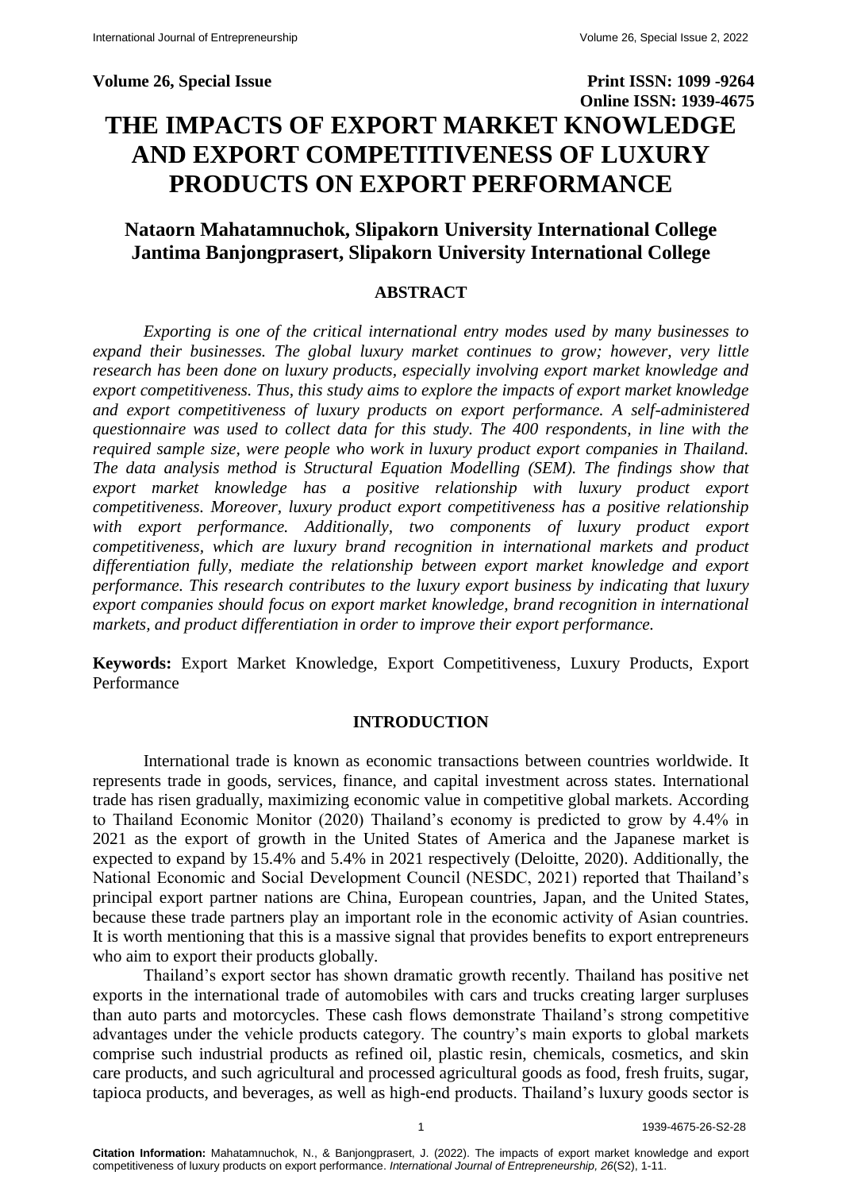Volume 26, Special Issue

Print ISSN: 1099 -9264
Online ISSN: 1939-4675

# THE IMPACTS OF EXPORT MARKET KNOWLEDGE AND EXPORT COMPETITIVENESS OF LUXURY PRODUCTS ON EXPORT PERFORMANCE

**Nataorn Mahatamnuchok, Slipakorn University International College**
**Jantima Banjongprasert, Slipakorn University International College**

## ABSTRACT

*Exporting is one of the critical international entry modes used by many businesses to expand their businesses. The global luxury market continues to grow; however, very little research has been done on luxury products, especially involving export market knowledge and export competitiveness. Thus, this study aims to explore the impacts of export market knowledge and export competitiveness of luxury products on export performance. A self-administered questionnaire was used to collect data for this study. The 400 respondents, in line with the required sample size, were people who work in luxury product export companies in Thailand. The data analysis method is Structural Equation Modelling (SEM). The findings show that export market knowledge has a positive relationship with luxury product export competitiveness. Moreover, luxury product export competitiveness has a positive relationship with export performance. Additionally, two components of luxury product export competitiveness, which are luxury brand recognition in international markets and product differentiation fully, mediate the relationship between export market knowledge and export performance. This research contributes to the luxury export business by indicating that luxury export companies should focus on export market knowledge, brand recognition in international markets, and product differentiation in order to improve their export performance.*

**Keywords:** Export Market Knowledge, Export Competitiveness, Luxury Products, Export Performance

## INTRODUCTION

International trade is known as economic transactions between countries worldwide. It represents trade in goods, services, finance, and capital investment across states. International trade has risen gradually, maximizing economic value in competitive global markets. According to Thailand Economic Monitor (2020) Thailand's economy is predicted to grow by 4.4% in 2021 as the export of growth in the United States of America and the Japanese market is expected to expand by 15.4% and 5.4% in 2021 respectively (Deloitte, 2020). Additionally, the National Economic and Social Development Council (NESDC, 2021) reported that Thailand's principal export partner nations are China, European countries, Japan, and the United States, because these trade partners play an important role in the economic activity of Asian countries. It is worth mentioning that this is a massive signal that provides benefits to export entrepreneurs who aim to export their products globally.

Thailand's export sector has shown dramatic growth recently. Thailand has positive net exports in the international trade of automobiles with cars and trucks creating larger surpluses than auto parts and motorcycles. These cash flows demonstrate Thailand's strong competitive advantages under the vehicle products category. The country's main exports to global markets comprise such industrial products as refined oil, plastic resin, chemicals, cosmetics, and skin care products, and such agricultural and processed agricultural goods as food, fresh fruits, sugar, tapioca products, and beverages, as well as high-end products. Thailand's luxury goods sector is

**Citation Information:** Mahatamnuchok, N., & Banjongprasert, J. (2022). The impacts of export market knowledge and export competitiveness of luxury products on export performance. *International Journal of Entrepreneurship, 26*(S2), 1-11.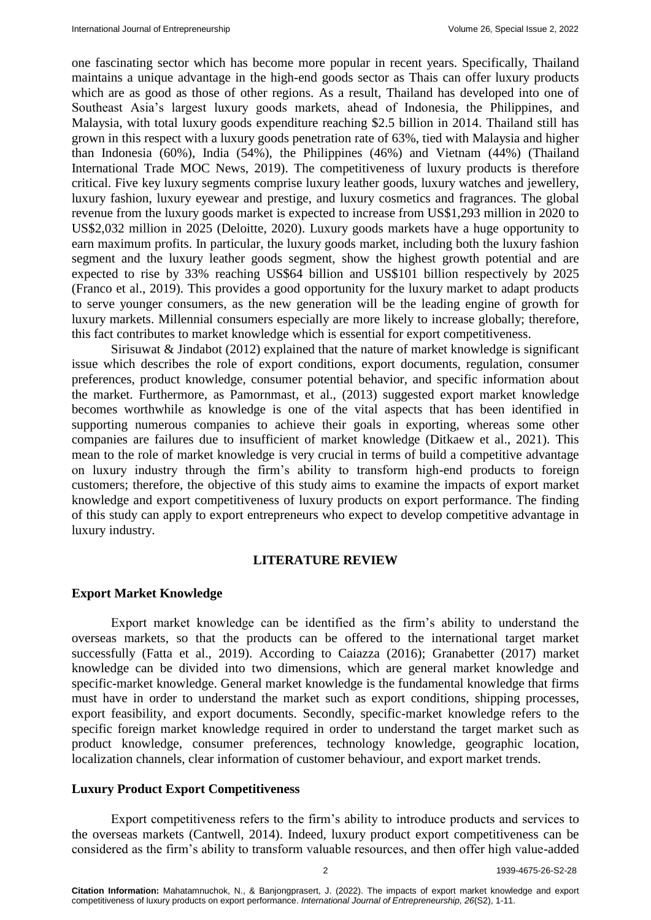one fascinating sector which has become more popular in recent years. Specifically, Thailand maintains a unique advantage in the high-end goods sector as Thais can offer luxury products which are as good as those of other regions. As a result, Thailand has developed into one of Southeast Asia's largest luxury goods markets, ahead of Indonesia, the Philippines, and Malaysia, with total luxury goods expenditure reaching $2.5 billion in 2014. Thailand still has grown in this respect with a luxury goods penetration rate of 63%, tied with Malaysia and higher than Indonesia (60%), India (54%), the Philippines (46%) and Vietnam (44%) (Thailand International Trade MOC News, 2019). The competitiveness of luxury products is therefore critical. Five key luxury segments comprise luxury leather goods, luxury watches and jewellery, luxury fashion, luxury eyewear and prestige, and luxury cosmetics and fragrances. The global revenue from the luxury goods market is expected to increase from US$1,293 million in 2020 to US$2,032 million in 2025 (Deloitte, 2020). Luxury goods markets have a huge opportunity to earn maximum profits. In particular, the luxury goods market, including both the luxury fashion segment and the luxury leather goods segment, show the highest growth potential and are expected to rise by 33% reaching US$64 billion and US$101 billion respectively by 2025 (Franco et al., 2019). This provides a good opportunity for the luxury market to adapt products to serve younger consumers, as the new generation will be the leading engine of growth for luxury markets. Millennial consumers especially are more likely to increase globally; therefore, this fact contributes to market knowledge which is essential for export competitiveness.

Sirisuwat & Jindabot (2012) explained that the nature of market knowledge is significant issue which describes the role of export conditions, export documents, regulation, consumer preferences, product knowledge, consumer potential behavior, and specific information about the market. Furthermore, as Pamornmast, et al., (2013) suggested export market knowledge becomes worthwhile as knowledge is one of the vital aspects that has been identified in supporting numerous companies to achieve their goals in exporting, whereas some other companies are failures due to insufficient of market knowledge (Ditkaew et al., 2021). This mean to the role of market knowledge is very crucial in terms of build a competitive advantage on luxury industry through the firm's ability to transform high-end products to foreign customers; therefore, the objective of this study aims to examine the impacts of export market knowledge and export competitiveness of luxury products on export performance. The finding of this study can apply to export entrepreneurs who expect to develop competitive advantage in luxury industry.

## LITERATURE REVIEW

### Export Market Knowledge

Export market knowledge can be identified as the firm's ability to understand the overseas markets, so that the products can be offered to the international target market successfully (Fatta et al., 2019). According to Caiazza (2016); Granabetter (2017) market knowledge can be divided into two dimensions, which are general market knowledge and specific-market knowledge. General market knowledge is the fundamental knowledge that firms must have in order to understand the market such as export conditions, shipping processes, export feasibility, and export documents. Secondly, specific-market knowledge refers to the specific foreign market knowledge required in order to understand the target market such as product knowledge, consumer preferences, technology knowledge, geographic location, localization channels, clear information of customer behaviour, and export market trends.

### Luxury Product Export Competitiveness

Export competitiveness refers to the firm's ability to introduce products and services to the overseas markets (Cantwell, 2014). Indeed, luxury product export competitiveness can be considered as the firm's ability to transform valuable resources, and then offer high value-added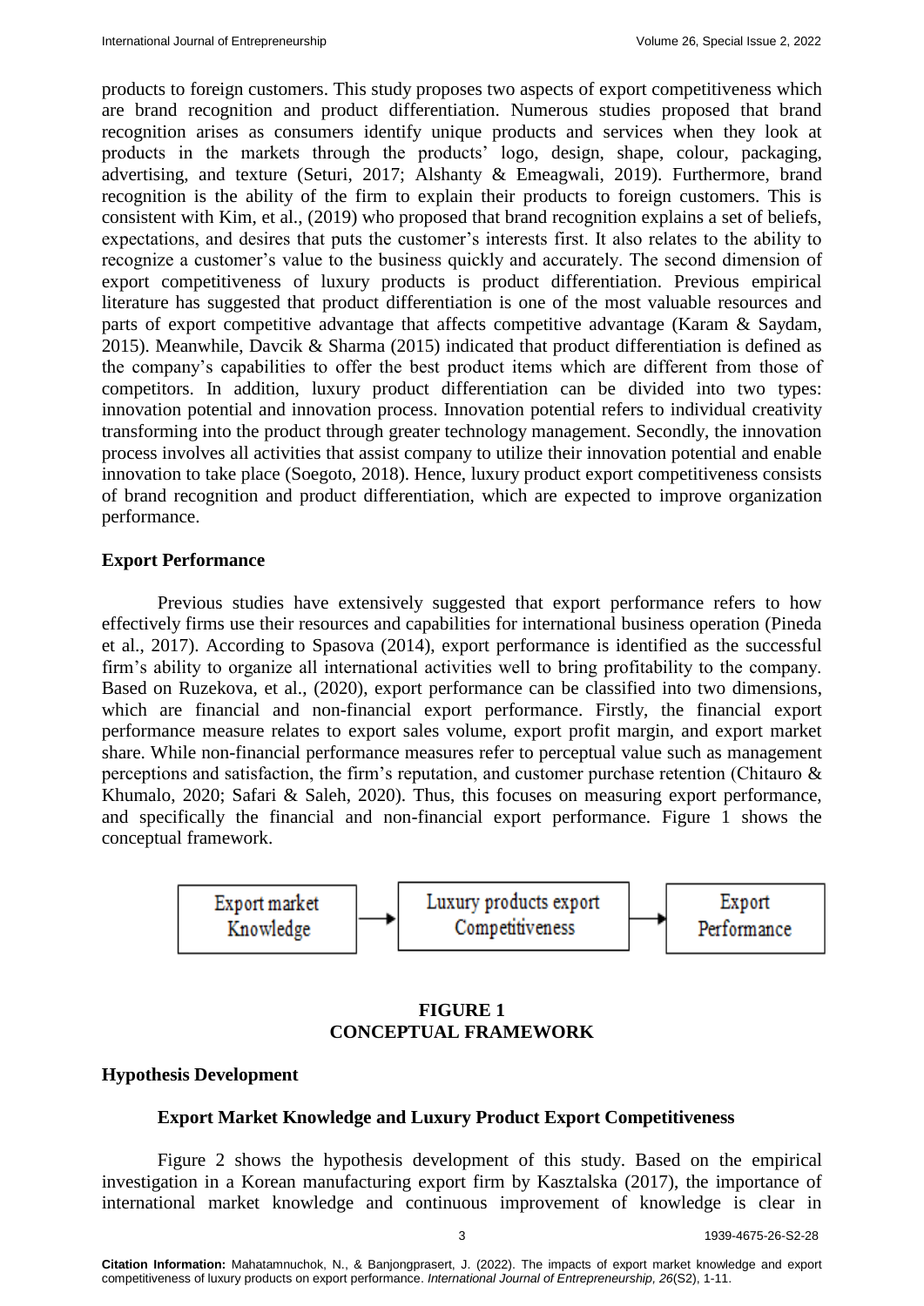products to foreign customers. This study proposes two aspects of export competitiveness which are brand recognition and product differentiation. Numerous studies proposed that brand recognition arises as consumers identify unique products and services when they look at products in the markets through the products' logo, design, shape, colour, packaging, advertising, and texture (Seturi, 2017; Alshanty & Emeagwali, 2019). Furthermore, brand recognition is the ability of the firm to explain their products to foreign customers. This is consistent with Kim, et al., (2019) who proposed that brand recognition explains a set of beliefs, expectations, and desires that puts the customer's interests first. It also relates to the ability to recognize a customer's value to the business quickly and accurately. The second dimension of export competitiveness of luxury products is product differentiation. Previous empirical literature has suggested that product differentiation is one of the most valuable resources and parts of export competitive advantage that affects competitive advantage (Karam & Saydam, 2015). Meanwhile, Davcik & Sharma (2015) indicated that product differentiation is defined as the company's capabilities to offer the best product items which are different from those of competitors. In addition, luxury product differentiation can be divided into two types: innovation potential and innovation process. Innovation potential refers to individual creativity transforming into the product through greater technology management. Secondly, the innovation process involves all activities that assist company to utilize their innovation potential and enable innovation to take place (Soegoto, 2018). Hence, luxury product export competitiveness consists of brand recognition and product differentiation, which are expected to improve organization performance.

## Export Performance

Previous studies have extensively suggested that export performance refers to how effectively firms use their resources and capabilities for international business operation (Pineda et al., 2017). According to Spasova (2014), export performance is identified as the successful firm's ability to organize all international activities well to bring profitability to the company. Based on Ruzekova, et al., (2020), export performance can be classified into two dimensions, which are financial and non-financial export performance. Firstly, the financial export performance measure relates to export sales volume, export profit margin, and export market share. While non-financial performance measures refer to perceptual value such as management perceptions and satisfaction, the firm's reputation, and customer purchase retention (Chitauro & Khumalo, 2020; Safari & Saleh, 2020). Thus, this focuses on measuring export performance, and specifically the financial and non-financial export performance. Figure 1 shows the conceptual framework.

Export market Knowledge → Luxury products export Competitiveness → Export Performance

**FIGURE 1**
**CONCEPTUAL FRAMEWORK**

## Hypothesis Development

### Export Market Knowledge and Luxury Product Export Competitiveness

Figure 2 shows the hypothesis development of this study. Based on the empirical investigation in a Korean manufacturing export firm by Kasztalska (2017), the importance of international market knowledge and continuous improvement of knowledge is clear in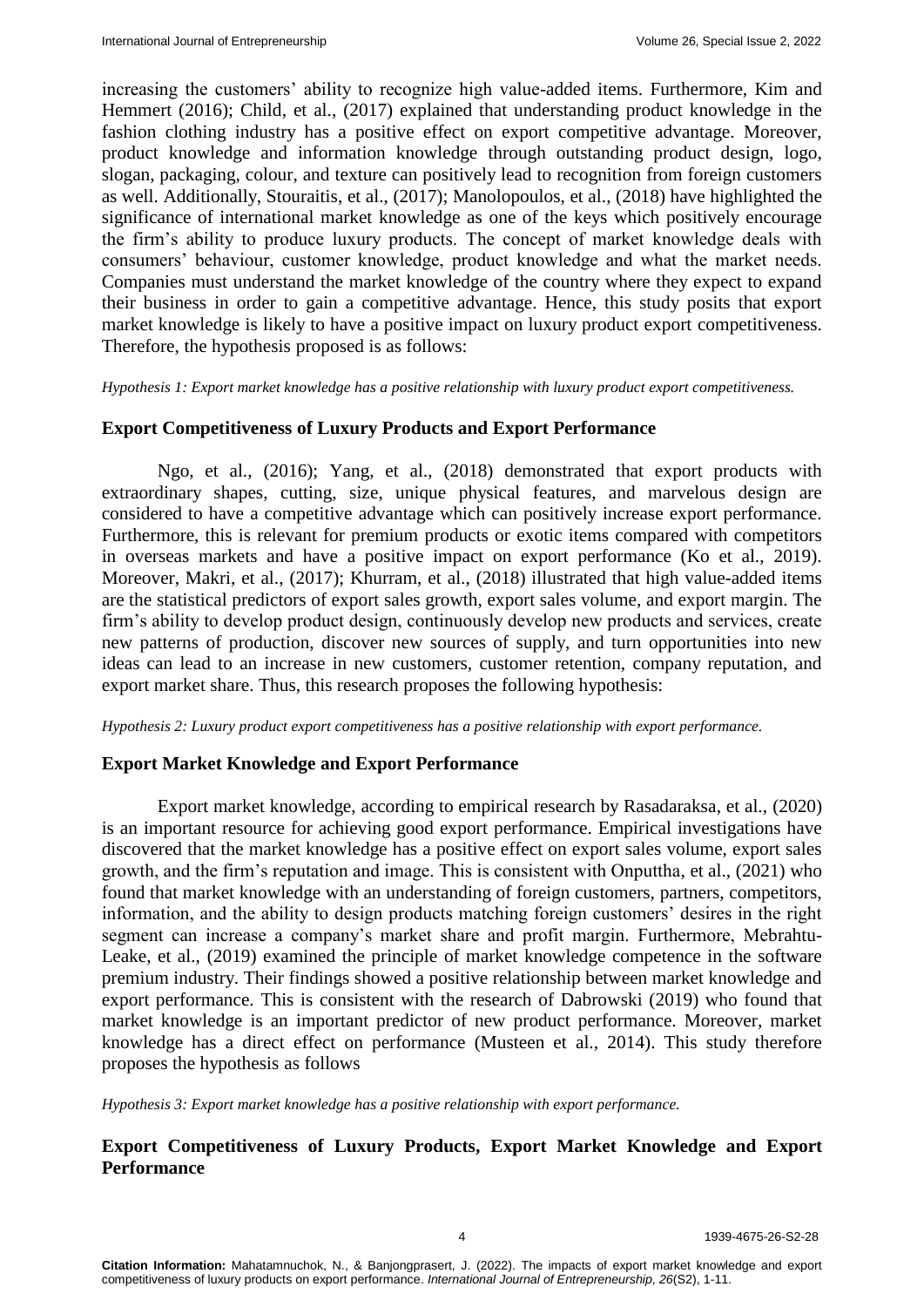increasing the customers' ability to recognize high value-added items. Furthermore, Kim and Hemmert (2016); Child, et al., (2017) explained that understanding product knowledge in the fashion clothing industry has a positive effect on export competitive advantage. Moreover, product knowledge and information knowledge through outstanding product design, logo, slogan, packaging, colour, and texture can positively lead to recognition from foreign customers as well. Additionally, Stouraitis, et al., (2017); Manolopoulos, et al., (2018) have highlighted the significance of international market knowledge as one of the keys which positively encourage the firm's ability to produce luxury products. The concept of market knowledge deals with consumers' behaviour, customer knowledge, product knowledge and what the market needs. Companies must understand the market knowledge of the country where they expect to expand their business in order to gain a competitive advantage. Hence, this study posits that export market knowledge is likely to have a positive impact on luxury product export competitiveness. Therefore, the hypothesis proposed is as follows:

*Hypothesis 1: Export market knowledge has a positive relationship with luxury product export competitiveness.*

## Export Competitiveness of Luxury Products and Export Performance

Ngo, et al., (2016); Yang, et al., (2018) demonstrated that export products with extraordinary shapes, cutting, size, unique physical features, and marvelous design are considered to have a competitive advantage which can positively increase export performance. Furthermore, this is relevant for premium products or exotic items compared with competitors in overseas markets and have a positive impact on export performance (Ko et al., 2019). Moreover, Makri, et al., (2017); Khurram, et al., (2018) illustrated that high value-added items are the statistical predictors of export sales growth, export sales volume, and export margin. The firm's ability to develop product design, continuously develop new products and services, create new patterns of production, discover new sources of supply, and turn opportunities into new ideas can lead to an increase in new customers, customer retention, company reputation, and export market share. Thus, this research proposes the following hypothesis:

*Hypothesis 2: Luxury product export competitiveness has a positive relationship with export performance.*

## Export Market Knowledge and Export Performance

Export market knowledge, according to empirical research by Rasadaraksa, et al., (2020) is an important resource for achieving good export performance. Empirical investigations have discovered that the market knowledge has a positive effect on export sales volume, export sales growth, and the firm's reputation and image. This is consistent with Onputtha, et al., (2021) who found that market knowledge with an understanding of foreign customers, partners, competitors, information, and the ability to design products matching foreign customers' desires in the right segment can increase a company's market share and profit margin. Furthermore, Mebrahtu-Leake, et al., (2019) examined the principle of market knowledge competence in the software premium industry. Their findings showed a positive relationship between market knowledge and export performance. This is consistent with the research of Dabrowski (2019) who found that market knowledge is an important predictor of new product performance. Moreover, market knowledge has a direct effect on performance (Musteen et al., 2014). This study therefore proposes the hypothesis as follows

*Hypothesis 3: Export market knowledge has a positive relationship with export performance.*

## Export Competitiveness of Luxury Products, Export Market Knowledge and Export Performance

**Citation Information:** Mahatamnuchok, N., & Banjongprasert, J. (2022). The impacts of export market knowledge and export competitiveness of luxury products on export performance. *International Journal of Entrepreneurship, 26*(S2), 1-11.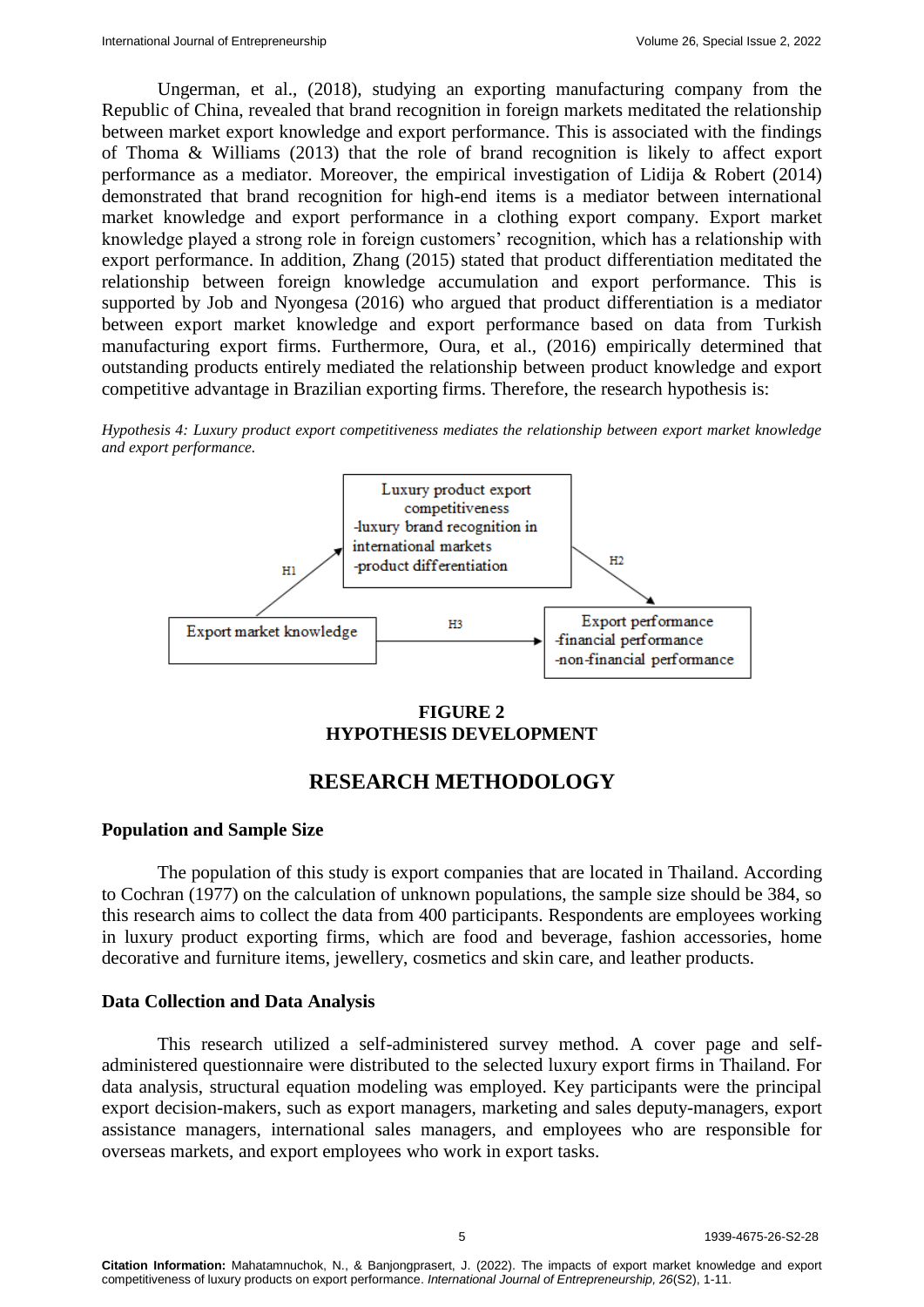Ungerman, et al., (2018), studying an exporting manufacturing company from the Republic of China, revealed that brand recognition in foreign markets meditated the relationship between market export knowledge and export performance. This is associated with the findings of Thoma & Williams (2013) that the role of brand recognition is likely to affect export performance as a mediator. Moreover, the empirical investigation of Lidija & Robert (2014) demonstrated that brand recognition for high-end items is a mediator between international market knowledge and export performance in a clothing export company. Export market knowledge played a strong role in foreign customers' recognition, which has a relationship with export performance. In addition, Zhang (2015) stated that product differentiation meditated the relationship between foreign knowledge accumulation and export performance. This is supported by Job and Nyongesa (2016) who argued that product differentiation is a mediator between export market knowledge and export performance based on data from Turkish manufacturing export firms. Furthermore, Oura, et al., (2016) empirically determined that outstanding products entirely mediated the relationship between product knowledge and export competitive advantage in Brazilian exporting firms. Therefore, the research hypothesis is:

*Hypothesis 4: Luxury product export competitiveness mediates the relationship between export market knowledge and export performance.*

**FIGURE 2**
**HYPOTHESIS DEVELOPMENT**

## RESEARCH METHODOLOGY

### Population and Sample Size

The population of this study is export companies that are located in Thailand. According to Cochran (1977) on the calculation of unknown populations, the sample size should be 384, so this research aims to collect the data from 400 participants. Respondents are employees working in luxury product exporting firms, which are food and beverage, fashion accessories, home decorative and furniture items, jewellery, cosmetics and skin care, and leather products.

### Data Collection and Data Analysis

This research utilized a self-administered survey method. A cover page and self-administered questionnaire were distributed to the selected luxury export firms in Thailand. For data analysis, structural equation modeling was employed. Key participants were the principal export decision-makers, such as export managers, marketing and sales deputy-managers, export assistance managers, international sales managers, and employees who are responsible for overseas markets, and export employees who work in export tasks.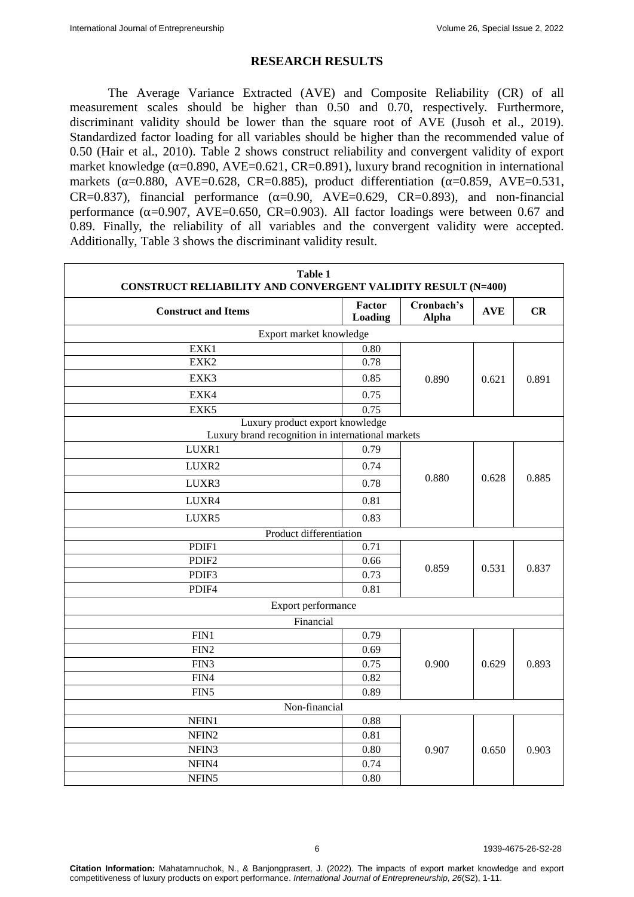## RESEARCH RESULTS

The Average Variance Extracted (AVE) and Composite Reliability (CR) of all measurement scales should be higher than 0.50 and 0.70, respectively. Furthermore, discriminant validity should be lower than the square root of AVE (Jusoh et al., 2019). Standardized factor loading for all variables should be higher than the recommended value of 0.50 (Hair et al., 2010). Table 2 shows construct reliability and convergent validity of export market knowledge (α=0.890, AVE=0.621, CR=0.891), luxury brand recognition in international markets (α=0.880, AVE=0.628, CR=0.885), product differentiation (α=0.859, AVE=0.531, CR=0.837), financial performance (α=0.90, AVE=0.629, CR=0.893), and non-financial performance (α=0.907, AVE=0.650, CR=0.903). All factor loadings were between 0.67 and 0.89. Finally, the reliability of all variables and the convergent validity were accepted. Additionally, Table 3 shows the discriminant validity result.

**Table 1**
**CONSTRUCT RELIABILITY AND CONVERGENT VALIDITY RESULT (N=400)**

| Construct and Items | Factor Loading | Cronbach's Alpha | AVE | CR |
|---|---|---|---|---|
| Export market knowledge | | | | |
| EXK1 | 0.80 | 0.890 | 0.621 | 0.891 |
| EXK2 | 0.78 | | | |
| EXK3 | 0.85 | | | |
| EXK4 | 0.75 | | | |
| EXK5 | 0.75 | | | |
| Luxury product export knowledge<br>Luxury brand recognition in international markets | | | | |
| LUXR1 | 0.79 | 0.880 | 0.628 | 0.885 |
| LUXR2 | 0.74 | | | |
| LUXR3 | 0.78 | | | |
| LUXR4 | 0.81 | | | |
| LUXR5 | 0.83 | | | |
| Product differentiation | | | | |
| PDIF1 | 0.71 | 0.859 | 0.531 | 0.837 |
| PDIF2 | 0.66 | | | |
| PDIF3 | 0.73 | | | |
| PDIF4 | 0.81 | | | |
| Export performance | | | | |
| Financial | | | | |
| FIN1 | 0.79 | 0.900 | 0.629 | 0.893 |
| FIN2 | 0.69 | | | |
| FIN3 | 0.75 | | | |
| FIN4 | 0.82 | | | |
| FIN5 | 0.89 | | | |
| Non-financial | | | | |
| NFIN1 | 0.88 | 0.907 | 0.650 | 0.903 |
| NFIN2 | 0.81 | | | |
| NFIN3 | 0.80 | | | |
| NFIN4 | 0.74 | | | |
| NFIN5 | 0.80 | | | |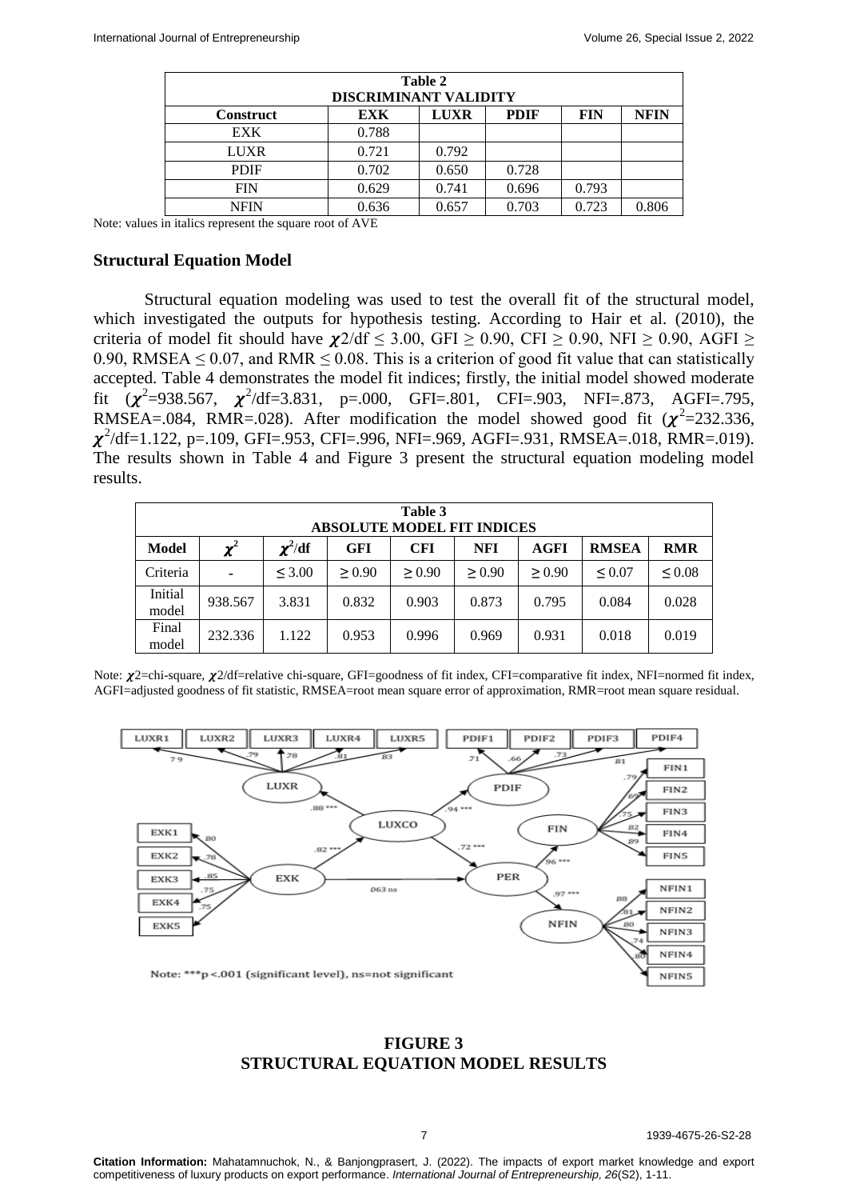**Table 2**
**DISCRIMINANT VALIDITY**

| Construct | EXK | LUXR | PDIF | FIN | NFIN |
|---|---|---|---|---|---|
| EXK | 0.788 | | | | |
| LUXR | 0.721 | 0.792 | | | |
| PDIF | 0.702 | 0.650 | 0.728 | | |
| FIN | 0.629 | 0.741 | 0.696 | 0.793 | |
| NFIN | 0.636 | 0.657 | 0.703 | 0.723 | 0.806 |

Note: values in italics represent the square root of AVE

## Structural Equation Model

Structural equation modeling was used to test the overall fit of the structural model, which investigated the outputs for hypothesis testing. According to Hair et al. (2010), the criteria of model fit should have $\chi 2/df \leq 3.00$, GFI $\geq$ 0.90, CFI $\geq$ 0.90, NFI $\geq$ 0.90, AGFI $\geq$ 0.90, RMSEA $\leq$ 0.07, and RMR $\leq$ 0.08. This is a criterion of good fit value that can statistically accepted. Table 4 demonstrates the model fit indices; firstly, the initial model showed moderate fit ($\chi^2$=938.567, $\chi^2$/df=3.831, p=.000, GFI=.801, CFI=.903, NFI=.873, AGFI=.795, RMSEA=.084, RMR=.028). After modification the model showed good fit ($\chi^2$=232.336, $\chi^2$/df=1.122, p=.109, GFI=.953, CFI=.996, NFI=.969, AGFI=.931, RMSEA=.018, RMR=.019). The results shown in Table 4 and Figure 3 present the structural equation modeling model results.

**Table 3**
**ABSOLUTE MODEL FIT INDICES**

| Model | $\chi^2$ | $\chi^2$/df | GFI | CFI | NFI | AGFI | RMSEA | RMR |
|---|---|---|---|---|---|---|---|---|
| Criteria | - | $\leq$ 3.00 | $\geq$ 0.90 | $\geq$ 0.90 | $\geq$ 0.90 | $\geq$ 0.90 | $\leq$ 0.07 | $\leq$ 0.08 |
| Initial model | 938.567 | 3.831 | 0.832 | 0.903 | 0.873 | 0.795 | 0.084 | 0.028 |
| Final model | 232.336 | 1.122 | 0.953 | 0.996 | 0.969 | 0.931 | 0.018 | 0.019 |

Note: $\chi 2$=chi-square, $\chi 2$/df=relative chi-square, GFI=goodness of fit index, CFI=comparative fit index, NFI=normed fit index, AGFI=adjusted goodness of fit statistic, RMSEA=root mean square error of approximation, RMR=root mean square residual.

**FIGURE 3**
**STRUCTURAL EQUATION MODEL RESULTS**

**Citation Information:** Mahatamnuchok, N., & Banjongprasert, J. (2022). The impacts of export market knowledge and export competitiveness of luxury products on export performance. *International Journal of Entrepreneurship, 26*(S2), 1-11.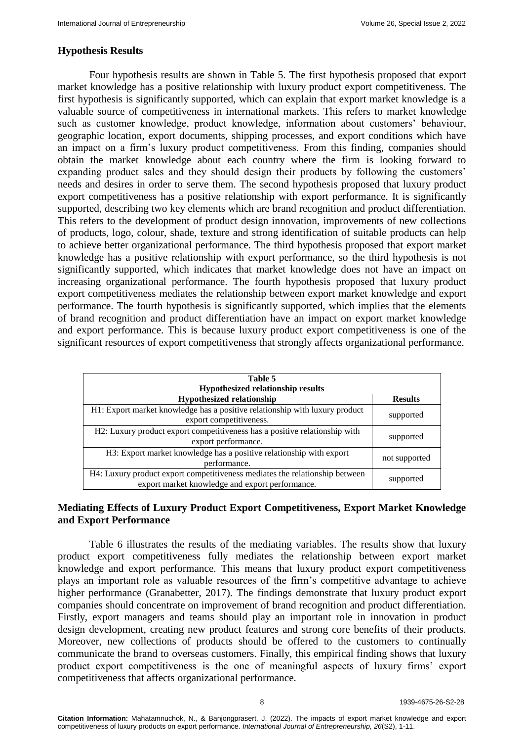## Hypothesis Results

Four hypothesis results are shown in Table 5. The first hypothesis proposed that export market knowledge has a positive relationship with luxury product export competitiveness. The first hypothesis is significantly supported, which can explain that export market knowledge is a valuable source of competitiveness in international markets. This refers to market knowledge such as customer knowledge, product knowledge, information about customers' behaviour, geographic location, export documents, shipping processes, and export conditions which have an impact on a firm's luxury product competitiveness. From this finding, companies should obtain the market knowledge about each country where the firm is looking forward to expanding product sales and they should design their products by following the customers' needs and desires in order to serve them. The second hypothesis proposed that luxury product export competitiveness has a positive relationship with export performance. It is significantly supported, describing two key elements which are brand recognition and product differentiation. This refers to the development of product design innovation, improvements of new collections of products, logo, colour, shade, texture and strong identification of suitable products can help to achieve better organizational performance. The third hypothesis proposed that export market knowledge has a positive relationship with export performance, so the third hypothesis is not significantly supported, which indicates that market knowledge does not have an impact on increasing organizational performance. The fourth hypothesis proposed that luxury product export competitiveness mediates the relationship between export market knowledge and export performance. The fourth hypothesis is significantly supported, which implies that the elements of brand recognition and product differentiation have an impact on export market knowledge and export performance. This is because luxury product export competitiveness is one of the significant resources of export competitiveness that strongly affects organizational performance.

**Table 5**
**Hypothesized relationship results**

| Hypothesized relationship | Results |
|---|---|
| H1: Export market knowledge has a positive relationship with luxury product export competitiveness. | supported |
| H2: Luxury product export competitiveness has a positive relationship with export performance. | supported |
| H3: Export market knowledge has a positive relationship with export performance. | not supported |
| H4: Luxury product export competitiveness mediates the relationship between export market knowledge and export performance. | supported |

## Mediating Effects of Luxury Product Export Competitiveness, Export Market Knowledge and Export Performance

Table 6 illustrates the results of the mediating variables. The results show that luxury product export competitiveness fully mediates the relationship between export market knowledge and export performance. This means that luxury product export competitiveness plays an important role as valuable resources of the firm's competitive advantage to achieve higher performance (Granabetter, 2017). The findings demonstrate that luxury product export companies should concentrate on improvement of brand recognition and product differentiation. Firstly, export managers and teams should play an important role in innovation in product design development, creating new product features and strong core benefits of their products. Moreover, new collections of products should be offered to the customers to continually communicate the brand to overseas customers. Finally, this empirical finding shows that luxury product export competitiveness is the one of meaningful aspects of luxury firms' export competitiveness that affects organizational performance.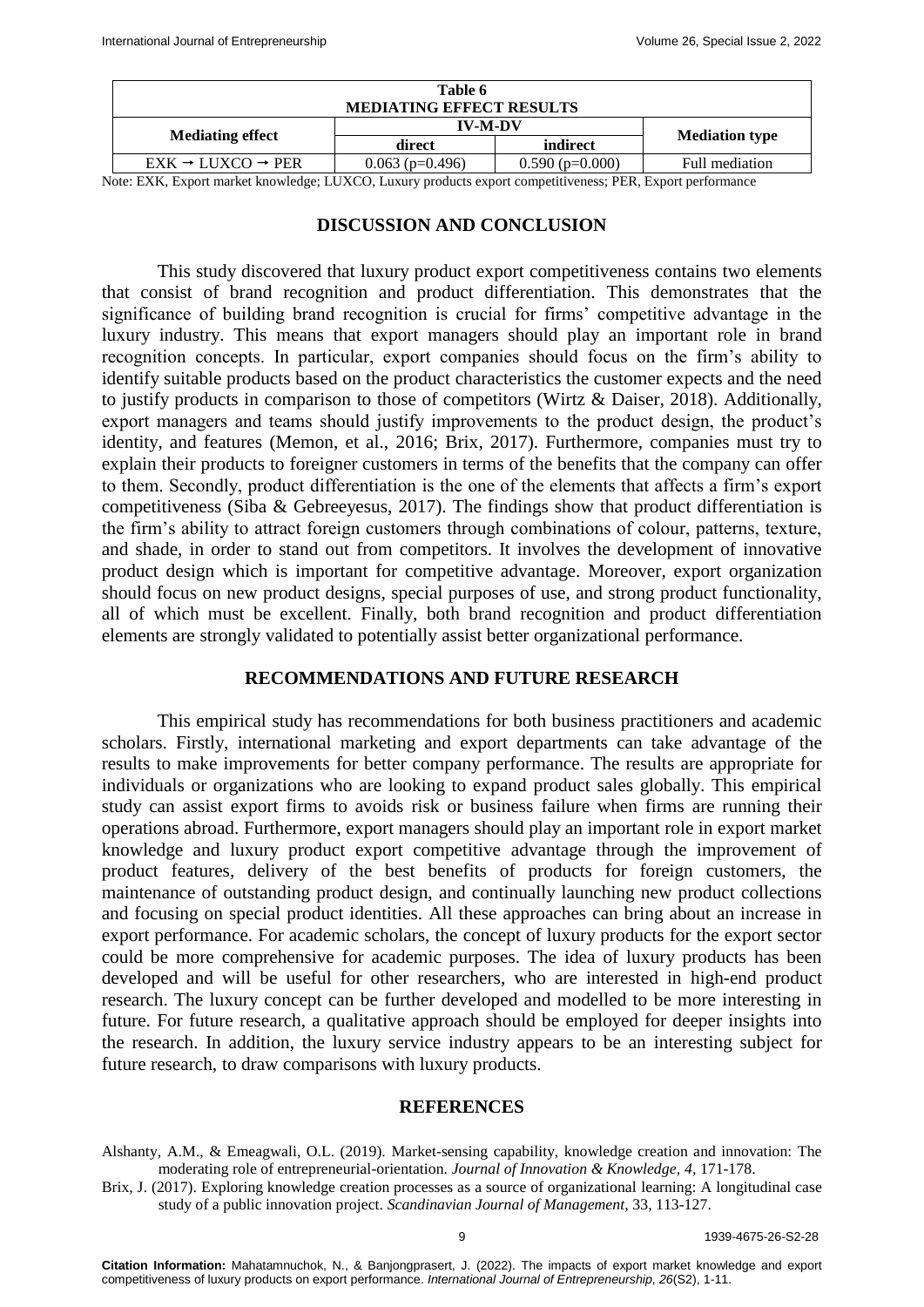**Table 6**
**MEDIATING EFFECT RESULTS**

| Mediating effect | IV-M-DV | | Mediation type |
|---|---|---|---|
| | direct | indirect | |
| EXK → LUXCO → PER | 0.063 (p=0.496) | 0.590 (p=0.000) | Full mediation |

Note: EXK, Export market knowledge; LUXCO, Luxury products export competitiveness; PER, Export performance

## DISCUSSION AND CONCLUSION

This study discovered that luxury product export competitiveness contains two elements that consist of brand recognition and product differentiation. This demonstrates that the significance of building brand recognition is crucial for firms' competitive advantage in the luxury industry. This means that export managers should play an important role in brand recognition concepts. In particular, export companies should focus on the firm's ability to identify suitable products based on the product characteristics the customer expects and the need to justify products in comparison to those of competitors (Wirtz & Daiser, 2018). Additionally, export managers and teams should justify improvements to the product design, the product's identity, and features (Memon, et al., 2016; Brix, 2017). Furthermore, companies must try to explain their products to foreigner customers in terms of the benefits that the company can offer to them. Secondly, product differentiation is the one of the elements that affects a firm's export competitiveness (Siba & Gebreeyesus, 2017). The findings show that product differentiation is the firm's ability to attract foreign customers through combinations of colour, patterns, texture, and shade, in order to stand out from competitors. It involves the development of innovative product design which is important for competitive advantage. Moreover, export organization should focus on new product designs, special purposes of use, and strong product functionality, all of which must be excellent. Finally, both brand recognition and product differentiation elements are strongly validated to potentially assist better organizational performance.

## RECOMMENDATIONS AND FUTURE RESEARCH

This empirical study has recommendations for both business practitioners and academic scholars. Firstly, international marketing and export departments can take advantage of the results to make improvements for better company performance. The results are appropriate for individuals or organizations who are looking to expand product sales globally. This empirical study can assist export firms to avoids risk or business failure when firms are running their operations abroad. Furthermore, export managers should play an important role in export market knowledge and luxury product export competitive advantage through the improvement of product features, delivery of the best benefits of products for foreign customers, the maintenance of outstanding product design, and continually launching new product collections and focusing on special product identities. All these approaches can bring about an increase in export performance. For academic scholars, the concept of luxury products for the export sector could be more comprehensive for academic purposes. The idea of luxury products has been developed and will be useful for other researchers, who are interested in high-end product research. The luxury concept can be further developed and modelled to be more interesting in future. For future research, a qualitative approach should be employed for deeper insights into the research. In addition, the luxury service industry appears to be an interesting subject for future research, to draw comparisons with luxury products.

## REFERENCES

Alshanty, A.M., & Emeagwali, O.L. (2019). Market-sensing capability, knowledge creation and innovation: The moderating role of entrepreneurial-orientation. *Journal of Innovation & Knowledge, 4,* 171-178.

Brix, J. (2017). Exploring knowledge creation processes as a source of organizational learning: A longitudinal case study of a public innovation project. *Scandinavian Journal of Management,* 33, 113-127.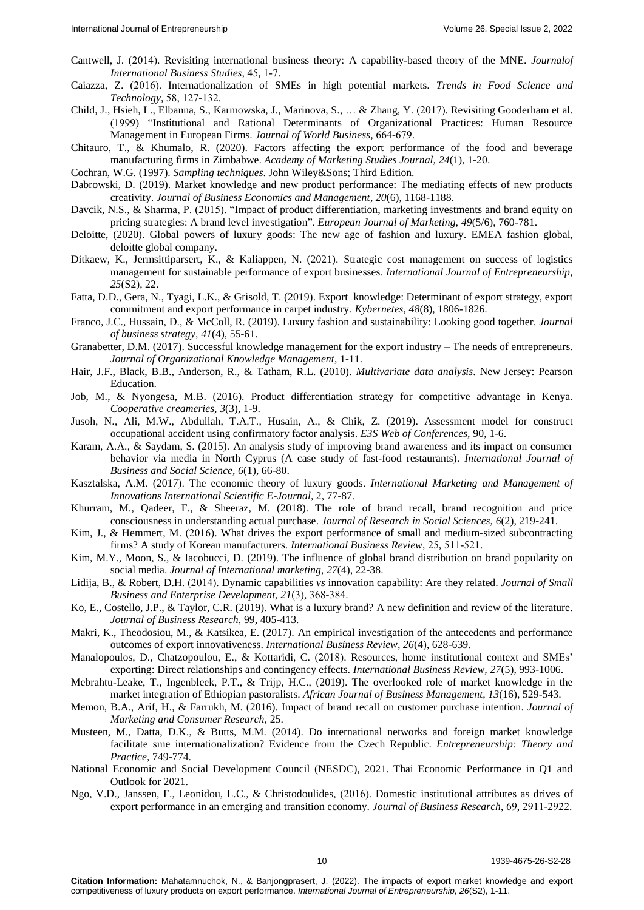Cantwell, J. (2014). Revisiting international business theory: A capability-based theory of the MNE. *Journalof International Business Studies*, 45, 1-7.

Caiazza, Z. (2016). Internationalization of SMEs in high potential markets. *Trends in Food Science and Technology*, 58, 127-132.

Child, J., Hsieh, L., Elbanna, S., Karmowska, J., Marinova, S., … & Zhang, Y. (2017). Revisiting Gooderham et al. (1999) "Institutional and Rational Determinants of Organizational Practices: Human Resource Management in European Firms. *Journal of World Business*, 664-679.

Chitauro, T., & Khumalo, R. (2020). Factors affecting the export performance of the food and beverage manufacturing firms in Zimbabwe. *Academy of Marketing Studies Journal, 24*(1), 1-20.

Cochran, W.G. (1997). *Sampling techniques*. John Wiley&Sons; Third Edition.

Dabrowski, D. (2019). Market knowledge and new product performance: The mediating effects of new products creativity. *Journal of Business Economics and Management*, *20*(6), 1168-1188.

Davcik, N.S., & Sharma, P. (2015). "Impact of product differentiation, marketing investments and brand equity on pricing strategies: A brand level investigation". *European Journal of Marketing, 49*(5/6), 760-781.

Deloitte, (2020). Global powers of luxury goods: The new age of fashion and luxury. EMEA fashion global, deloitte global company.

Ditkaew, K., Jermsittiparsert, K., & Kaliappen, N. (2021). Strategic cost management on success of logistics management for sustainable performance of export businesses. *International Journal of Entrepreneurship, 25*(S2), 22.

Fatta, D.D., Gera, N., Tyagi, L.K., & Grisold, T. (2019). Export knowledge: Determinant of export strategy, export commitment and export performance in carpet industry. *Kybernetes, 48*(8), 1806-1826.

Franco, J.C., Hussain, D., & McColl, R. (2019). Luxury fashion and sustainability: Looking good together. *Journal of business strategy, 41*(4), 55-61.

Granabetter, D.M. (2017). Successful knowledge management for the export industry – The needs of entrepreneurs. *Journal of Organizational Knowledge Management*, 1-11.

Hair, J.F., Black, B.B., Anderson, R., & Tatham, R.L. (2010). *Multivariate data analysis*. New Jersey: Pearson Education.

Job, M., & Nyongesa, M.B. (2016). Product differentiation strategy for competitive advantage in Kenya. *Cooperative creameries, 3*(3), 1-9.

Jusoh, N., Ali, M.W., Abdullah, T.A.T., Husain, A., & Chik, Z. (2019). Assessment model for construct occupational accident using confirmatory factor analysis. *E3S Web of Conferences*, 90, 1-6.

Karam, A.A., & Saydam, S. (2015). An analysis study of improving brand awareness and its impact on consumer behavior via media in North Cyprus (A case study of fast-food restaurants). *International Journal of Business and Social Science, 6*(1), 66-80.

Kasztalska, A.M. (2017). The economic theory of luxury goods. *International Marketing and Management of Innovations International Scientific E-Journal*, 2, 77-87.

Khurram, M., Qadeer, F., & Sheeraz, M. (2018). The role of brand recall, brand recognition and price consciousness in understanding actual purchase. *Journal of Research in Social Sciences, 6*(2), 219-241.

Kim, J., & Hemmert, M. (2016). What drives the export performance of small and medium-sized subcontracting firms? A study of Korean manufacturers. *International Business Review*, 25, 511-521.

Kim, M.Y., Moon, S., & Iacobucci, D. (2019). The influence of global brand distribution on brand popularity on social media. *Journal of International marketing, 27*(4), 22-38.

Lidija, B., & Robert, D.H. (2014). Dynamic capabilities *vs* innovation capability: Are they related. *Journal of Small Business and Enterprise Development, 21*(3), 368-384.

Ko, E., Costello, J.P., & Taylor, C.R. (2019). What is a luxury brand? A new definition and review of the literature. *Journal of Business Research*, 99, 405-413.

Makri, K., Theodosiou, M., & Katsikea, E. (2017). An empirical investigation of the antecedents and performance outcomes of export innovativeness. *International Business Review, 26*(4), 628-639.

Manalopoulos, D., Chatzopoulou, E., & Kottaridi, C. (2018). Resources, home institutional context and SMEs' exporting: Direct relationships and contingency effects. *International Business Review, 27*(5), 993-1006.

Mebrahtu-Leake, T., Ingenbleek, P.T., & Trijp, H.C., (2019). The overlooked role of market knowledge in the market integration of Ethiopian pastoralists. *African Journal of Business Management, 13*(16), 529-543.

Memon, B.A., Arif, H., & Farrukh, M. (2016). Impact of brand recall on customer purchase intention. *Journal of Marketing and Consumer Research*, 25.

Musteen, M., Datta, D.K., & Butts, M.M. (2014). Do international networks and foreign market knowledge facilitate sme internationalization? Evidence from the Czech Republic. *Entrepreneurship: Theory and Practice*, 749-774.

National Economic and Social Development Council (NESDC), 2021. Thai Economic Performance in Q1 and Outlook for 2021.

Ngo, V.D., Janssen, F., Leonidou, L.C., & Christodoulides, (2016). Domestic institutional attributes as drives of export performance in an emerging and transition economy. *Journal of Business Research*, 69, 2911-2922.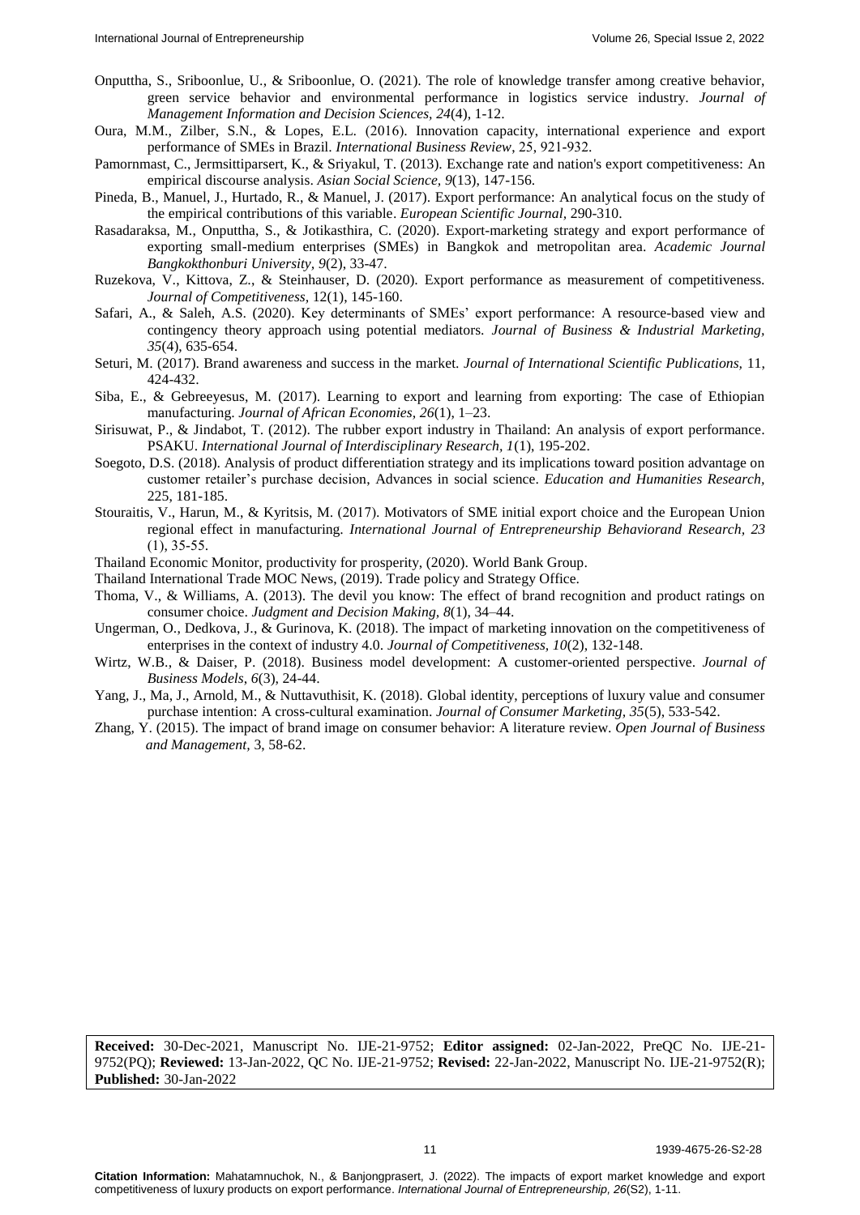Onputtha, S., Sriboonlue, U., & Sriboonlue, O. (2021). The role of knowledge transfer among creative behavior, green service behavior and environmental performance in logistics service industry. *Journal of Management Information and Decision Sciences, 24*(4), 1-12.

Oura, M.M., Zilber, S.N., & Lopes, E.L. (2016). Innovation capacity, international experience and export performance of SMEs in Brazil. *International Business Review*, 25, 921-932.

Pamornmast, C., Jermsittiparsert, K., & Sriyakul, T. (2013). Exchange rate and nation's export competitiveness: An empirical discourse analysis. *Asian Social Science, 9*(13), 147-156.

Pineda, B., Manuel, J., Hurtado, R., & Manuel, J. (2017). Export performance: An analytical focus on the study of the empirical contributions of this variable. *European Scientific Journal,* 290-310.

Rasadaraksa, M., Onputtha, S., & Jotikasthira, C. (2020). Export-marketing strategy and export performance of exporting small-medium enterprises (SMEs) in Bangkok and metropolitan area. *Academic Journal Bangkokthonburi University, 9*(2), 33-47.

Ruzekova, V., Kittova, Z., & Steinhauser, D. (2020). Export performance as measurement of competitiveness. *Journal of Competitiveness,* 12(1), 145-160.

Safari, A., & Saleh, A.S. (2020). Key determinants of SMEs' export performance: A resource-based view and contingency theory approach using potential mediators. *Journal of Business & Industrial Marketing, 35*(4), 635-654.

Seturi, M. (2017). Brand awareness and success in the market. *Journal of International Scientific Publications,* 11, 424-432.

Siba, E., & Gebreeyesus, M. (2017). Learning to export and learning from exporting: The case of Ethiopian manufacturing. *Journal of African Economies, 26*(1), 1–23.

Sirisuwat, P., & Jindabot, T. (2012). The rubber export industry in Thailand: An analysis of export performance. PSAKU. *International Journal of Interdisciplinary Research, 1*(1), 195-202.

Soegoto, D.S. (2018). Analysis of product differentiation strategy and its implications toward position advantage on customer retailer's purchase decision, Advances in social science. *Education and Humanities Research,* 225, 181-185.

Stouraitis, V., Harun, M., & Kyritsis, M. (2017). Motivators of SME initial export choice and the European Union regional effect in manufacturing. *International Journal of Entrepreneurship Behaviorand Research, 23* (1), 35-55.

Thailand Economic Monitor, productivity for prosperity, (2020). World Bank Group.

Thailand International Trade MOC News, (2019). Trade policy and Strategy Office.

Thoma, V., & Williams, A. (2013). The devil you know: The effect of brand recognition and product ratings on consumer choice. *Judgment and Decision Making, 8*(1), 34–44.

Ungerman, O., Dedkova, J., & Gurinova, K. (2018). The impact of marketing innovation on the competitiveness of enterprises in the context of industry 4.0. *Journal of Competitiveness, 10*(2), 132-148.

Wirtz, W.B., & Daiser, P. (2018). Business model development: A customer-oriented perspective. *Journal of Business Models, 6*(3), 24-44.

Yang, J., Ma, J., Arnold, M., & Nuttavuthisit, K. (2018). Global identity, perceptions of luxury value and consumer purchase intention: A cross-cultural examination. *Journal of Consumer Marketing, 35*(5), 533-542.

Zhang, Y. (2015). The impact of brand image on consumer behavior: A literature review. *Open Journal of Business and Management,* 3, 58-62.

**Received:** 30-Dec-2021, Manuscript No. IJE-21-9752; **Editor assigned:** 02-Jan-2022, PreQC No. IJE-21-9752(PQ); **Reviewed:** 13-Jan-2022, QC No. IJE-21-9752; **Revised:** 22-Jan-2022, Manuscript No. IJE-21-9752(R); **Published:** 30-Jan-2022